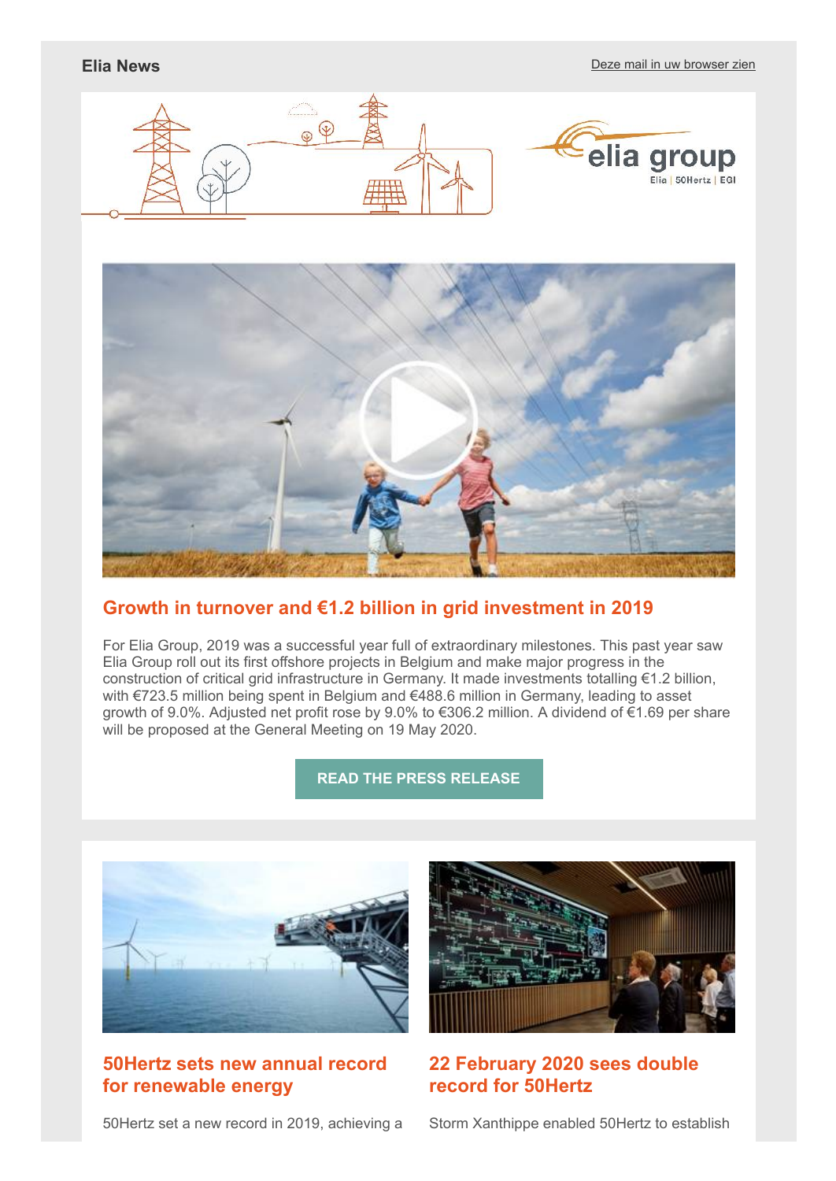**Elia News**

Deze mail in uw browser zien

## Growth in turnover and €1.2 billion in grid investment in 2019

For Elia Group, 2019 was a successful year full of extraordinary milestones. This past year saw Elia Group roll out its first offshore projects in Belgium and make major progress in the construction of critical grid infrastructure in Germany. It made investments totalling €1.2 billion, with €723.5 million being spent in Belgium and €488.6 million in Germany, leading to asset growth of 9.0%. Adjusted net profit rose by 9.0% to €306.2 million. A dividend of €1.69 per share will be proposed at the General Meeting on 19 May 2020.

**READ THE PRESS RELEASE**

## 50Hertz sets new annual record for renewable energy

50Hertz set a new record in 2019, achieving a

## 22 February 2020 sees double record for 50Hertz

Storm Xanthippe enabled 50Hertz to establish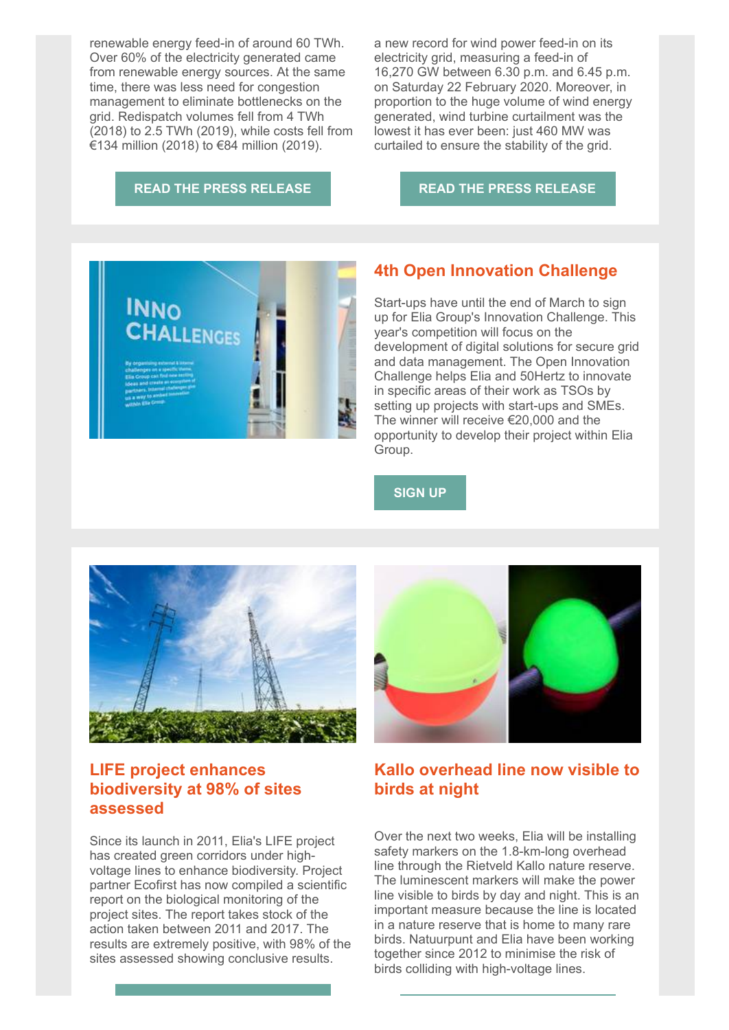renewable energy feed-in of around 60 TWh. Over 60% of the electricity generated came from renewable energy sources. At the same time, there was less need for congestion management to eliminate bottlenecks on the grid. Redispatch volumes fell from 4 TWh (2018) to 2.5 TWh (2019), while costs fell from €134 million (2018) to €84 million (2019).

**READ THE PRESS RELEASE**

a new record for wind power feed-in on its electricity grid, measuring a feed-in of 16,270 GW between 6.30 p.m. and 6.45 p.m. on Saturday 22 February 2020. Moreover, in proportion to the huge volume of wind energy generated, wind turbine curtailment was the lowest it has ever been: just 460 MW was curtailed to ensure the stability of the grid.

**READ THE PRESS RELEASE**

## 4th Open Innovation Challenge

Start-ups have until the end of March to sign up for Elia Group's Innovation Challenge. This year's competition will focus on the development of digital solutions for secure grid and data management. The Open Innovation Challenge helps Elia and 50Hertz to innovate in specific areas of their work as TSOs by setting up projects with start-ups and SMEs. The winner will receive €20,000 and the opportunity to develop their project within Elia Group.

**SIGN UP**

## LIFE project enhances biodiversity at 98% of sites assessed

Since its launch in 2011, Elia's LIFE project has created green corridors under high-voltage lines to enhance biodiversity. Project partner Ecofirst has now compiled a scientific report on the biological monitoring of the project sites. The report takes stock of the action taken between 2011 and 2017. The results are extremely positive, with 98% of the sites assessed showing conclusive results.

## Kallo overhead line now visible to birds at night

Over the next two weeks, Elia will be installing safety markers on the 1.8-km-long overhead line through the Rietveld Kallo nature reserve. The luminescent markers will make the power line visible to birds by day and night. This is an important measure because the line is located in a nature reserve that is home to many rare birds. Natuurpunt and Elia have been working together since 2012 to minimise the risk of birds colliding with high-voltage lines.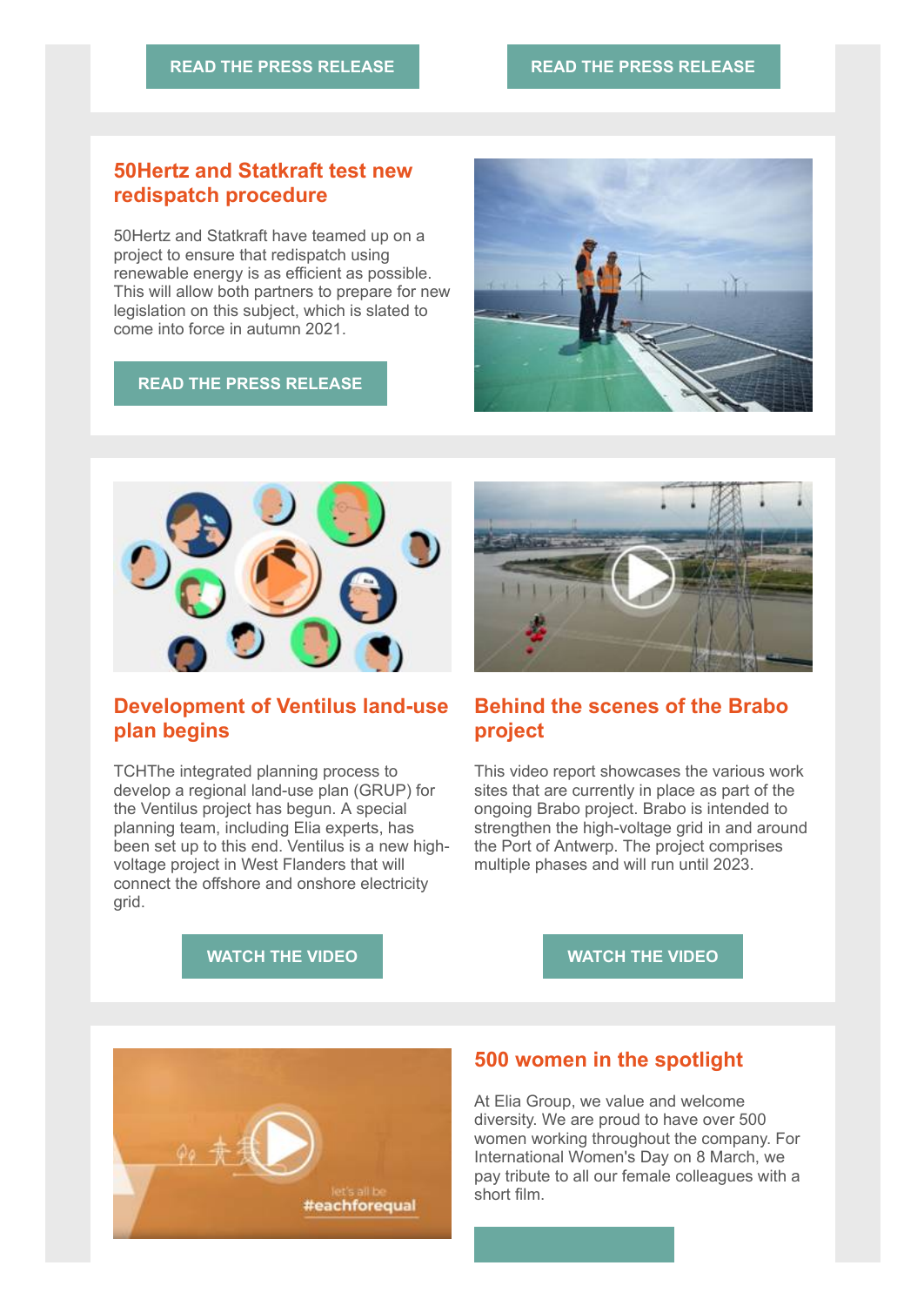READ THE PRESS RELEASE

READ THE PRESS RELEASE

## 50Hertz and Statkraft test new redispatch procedure

50Hertz and Statkraft have teamed up on a project to ensure that redispatch using renewable energy is as efficient as possible. This will allow both partners to prepare for new legislation on this subject, which is slated to come into force in autumn 2021.

READ THE PRESS RELEASE

## Development of Ventilus land-use plan begins

TCHThe integrated planning process to develop a regional land-use plan (GRUP) for the Ventilus project has begun. A special planning team, including Elia experts, has been set up to this end. Ventilus is a new high-voltage project in West Flanders that will connect the offshore and onshore electricity grid.

WATCH THE VIDEO

## Behind the scenes of the Brabo project

This video report showcases the various work sites that are currently in place as part of the ongoing Brabo project. Brabo is intended to strengthen the high-voltage grid in and around the Port of Antwerp. The project comprises multiple phases and will run until 2023.

WATCH THE VIDEO

## 500 women in the spotlight

At Elia Group, we value and welcome diversity. We are proud to have over 500 women working throughout the company. For International Women's Day on 8 March, we pay tribute to all our female colleagues with a short film.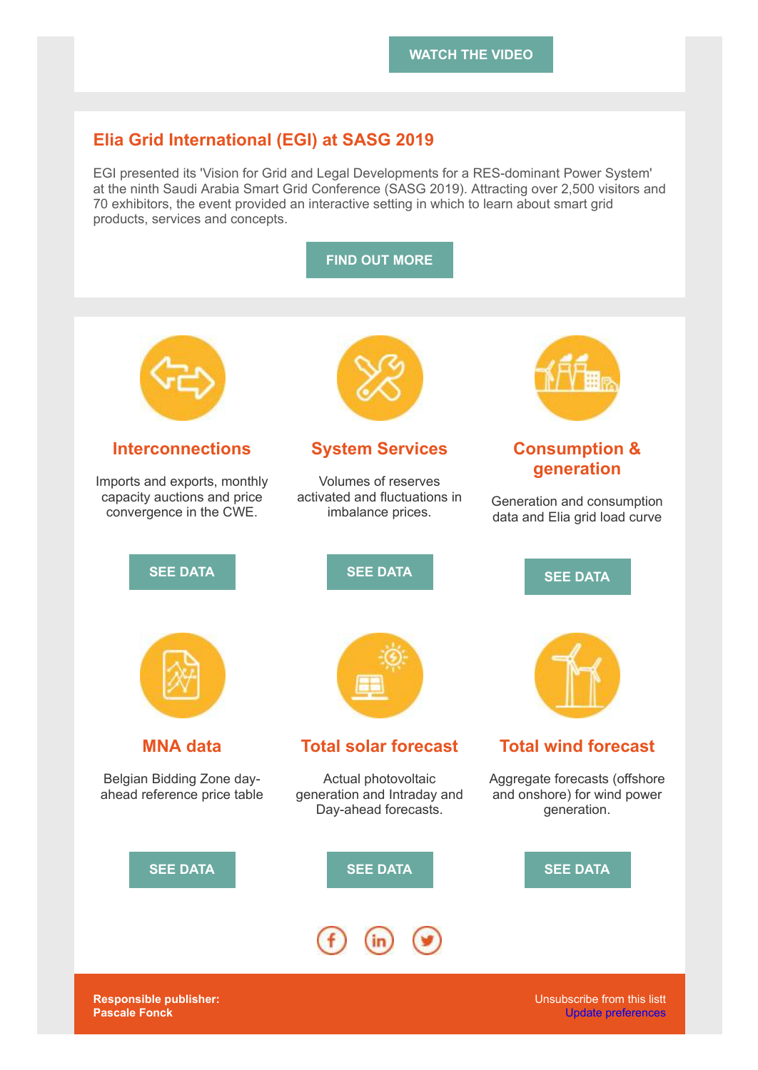WATCH THE VIDEO

## Elia Grid International (EGI) at SASG 2019

EGI presented its 'Vision for Grid and Legal Developments for a RES-dominant Power System' at the ninth Saudi Arabia Smart Grid Conference (SASG 2019). Attracting over 2,500 visitors and 70 exhibitors, the event provided an interactive setting in which to learn about smart grid products, services and concepts.

FIND OUT MORE

### Interconnections

Imports and exports, monthly capacity auctions and price convergence in the CWE.

SEE DATA

### System Services

Volumes of reserves activated and fluctuations in imbalance prices.

SEE DATA

### Consumption & generation

Generation and consumption data and Elia grid load curve

SEE DATA

### MNA data

Belgian Bidding Zone day-ahead reference price table

SEE DATA

### Total solar forecast

Actual photovoltaic generation and Intraday and Day-ahead forecasts.

SEE DATA

### Total wind forecast

Aggregate forecasts (offshore and onshore) for wind power generation.

SEE DATA

**Responsible publisher:**
**Pascale Fonck**

Unsubscribe from this listt
Update preferences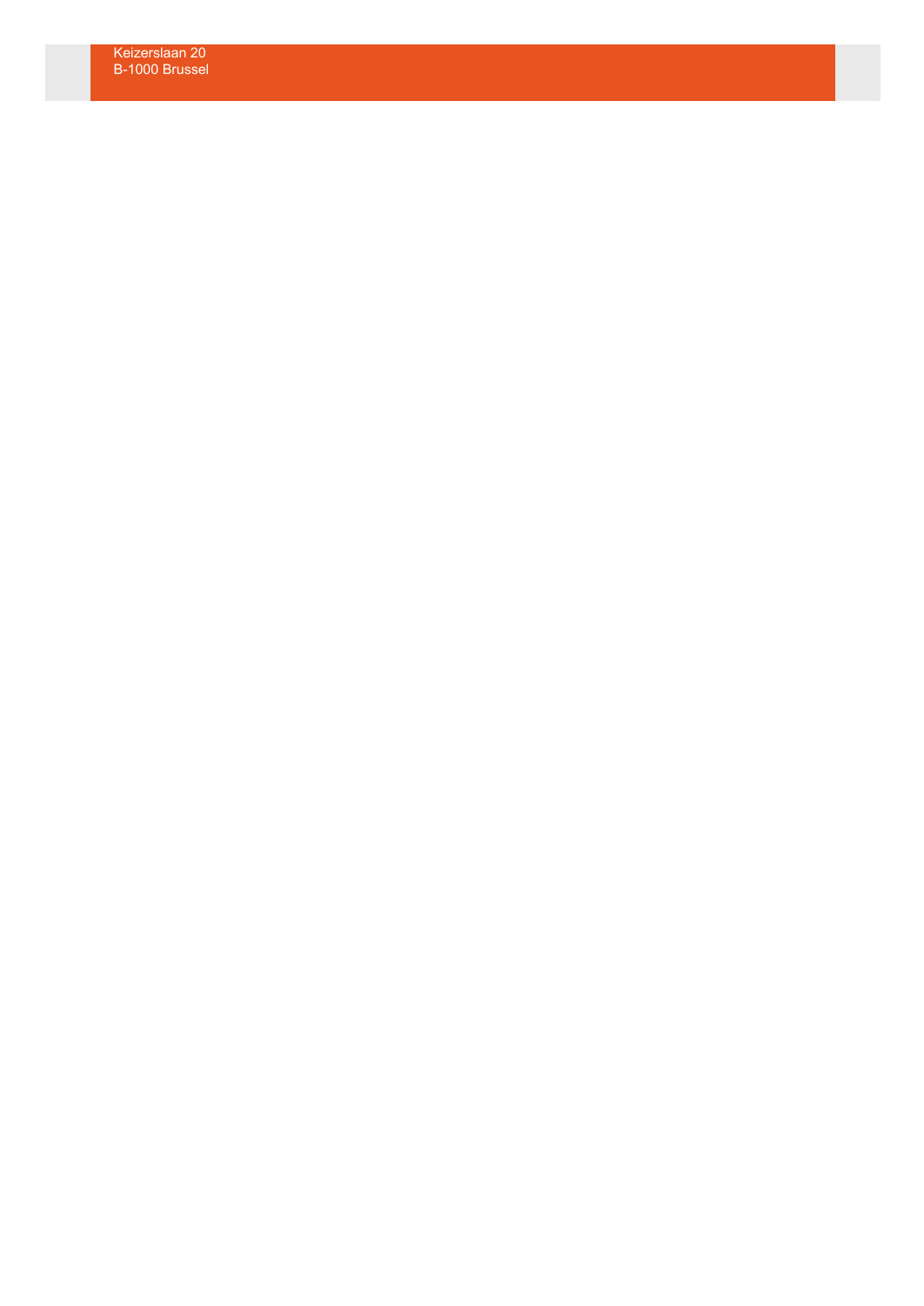Keizerslaan 20
B-1000 Brussel